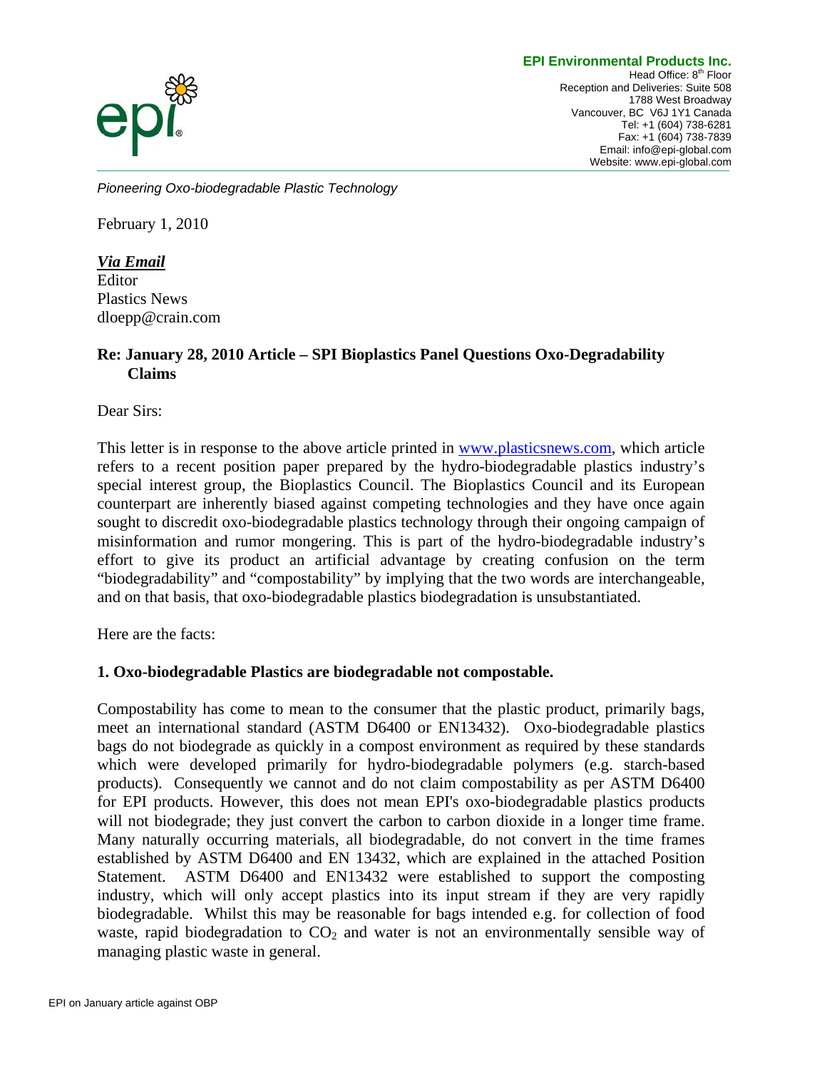**EPI Environmental Products Inc.**
Head Office: 8th Floor
Reception and Deliveries: Suite 508
1788 West Broadway
Vancouver, BC V6J 1Y1 Canada
Tel: +1 (604) 738-6281
Fax: +1 (604) 738-7839
Email: info@epi-global.com
Website: www.epi-global.com

*Pioneering Oxo-biodegradable Plastic Technology*

February 1, 2010

***Via Email***
Editor
Plastics News
dloepp@crain.com

**Re: January 28, 2010 Article – SPI Bioplastics Panel Questions Oxo-Degradability Claims**

Dear Sirs:

This letter is in response to the above article printed in www.plasticsnews.com, which article refers to a recent position paper prepared by the hydro-biodegradable plastics industry's special interest group, the Bioplastics Council. The Bioplastics Council and its European counterpart are inherently biased against competing technologies and they have once again sought to discredit oxo-biodegradable plastics technology through their ongoing campaign of misinformation and rumor mongering. This is part of the hydro-biodegradable industry's effort to give its product an artificial advantage by creating confusion on the term "biodegradability" and "compostability" by implying that the two words are interchangeable, and on that basis, that oxo-biodegradable plastics biodegradation is unsubstantiated.

Here are the facts:

**1. Oxo-biodegradable Plastics are biodegradable not compostable.**

Compostability has come to mean to the consumer that the plastic product, primarily bags, meet an international standard (ASTM D6400 or EN13432). Oxo-biodegradable plastics bags do not biodegrade as quickly in a compost environment as required by these standards which were developed primarily for hydro-biodegradable polymers (e.g. starch-based products). Consequently we cannot and do not claim compostability as per ASTM D6400 for EPI products. However, this does not mean EPI's oxo-biodegradable plastics products will not biodegrade; they just convert the carbon to carbon dioxide in a longer time frame. Many naturally occurring materials, all biodegradable, do not convert in the time frames established by ASTM D6400 and EN 13432, which are explained in the attached Position Statement. ASTM D6400 and EN13432 were established to support the composting industry, which will only accept plastics into its input stream if they are very rapidly biodegradable. Whilst this may be reasonable for bags intended e.g. for collection of food waste, rapid biodegradation to $CO_2$ and water is not an environmentally sensible way of managing plastic waste in general.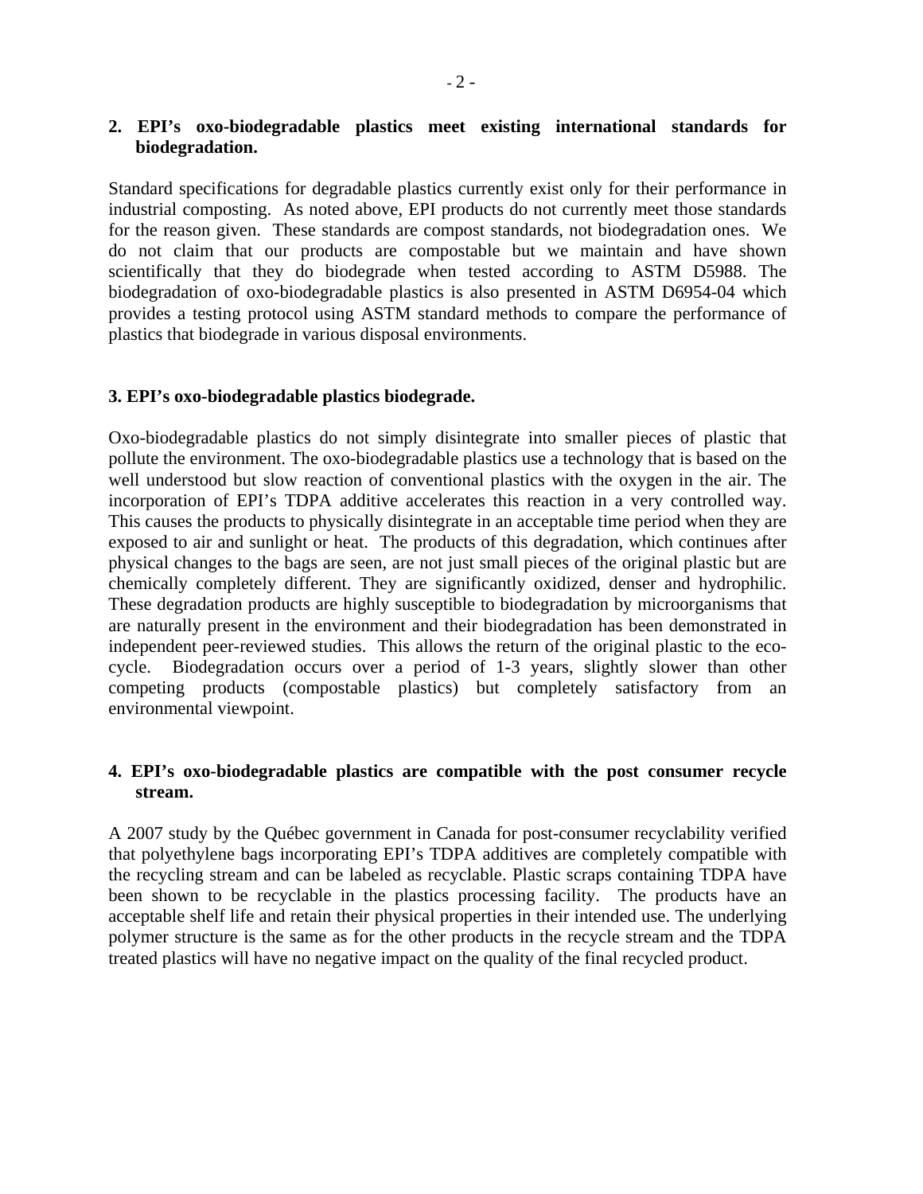**2. EPI's oxo-biodegradable plastics meet existing international standards for biodegradation.**

Standard specifications for degradable plastics currently exist only for their performance in industrial composting. As noted above, EPI products do not currently meet those standards for the reason given. These standards are compost standards, not biodegradation ones. We do not claim that our products are compostable but we maintain and have shown scientifically that they do biodegrade when tested according to ASTM D5988. The biodegradation of oxo-biodegradable plastics is also presented in ASTM D6954-04 which provides a testing protocol using ASTM standard methods to compare the performance of plastics that biodegrade in various disposal environments.

**3. EPI's oxo-biodegradable plastics biodegrade.**

Oxo-biodegradable plastics do not simply disintegrate into smaller pieces of plastic that pollute the environment. The oxo-biodegradable plastics use a technology that is based on the well understood but slow reaction of conventional plastics with the oxygen in the air. The incorporation of EPI's TDPA additive accelerates this reaction in a very controlled way. This causes the products to physically disintegrate in an acceptable time period when they are exposed to air and sunlight or heat. The products of this degradation, which continues after physical changes to the bags are seen, are not just small pieces of the original plastic but are chemically completely different. They are significantly oxidized, denser and hydrophilic. These degradation products are highly susceptible to biodegradation by microorganisms that are naturally present in the environment and their biodegradation has been demonstrated in independent peer-reviewed studies. This allows the return of the original plastic to the eco-cycle. Biodegradation occurs over a period of 1-3 years, slightly slower than other competing products (compostable plastics) but completely satisfactory from an environmental viewpoint.

**4. EPI's oxo-biodegradable plastics are compatible with the post consumer recycle stream.**

A 2007 study by the Québec government in Canada for post-consumer recyclability verified that polyethylene bags incorporating EPI's TDPA additives are completely compatible with the recycling stream and can be labeled as recyclable. Plastic scraps containing TDPA have been shown to be recyclable in the plastics processing facility. The products have an acceptable shelf life and retain their physical properties in their intended use. The underlying polymer structure is the same as for the other products in the recycle stream and the TDPA treated plastics will have no negative impact on the quality of the final recycled product.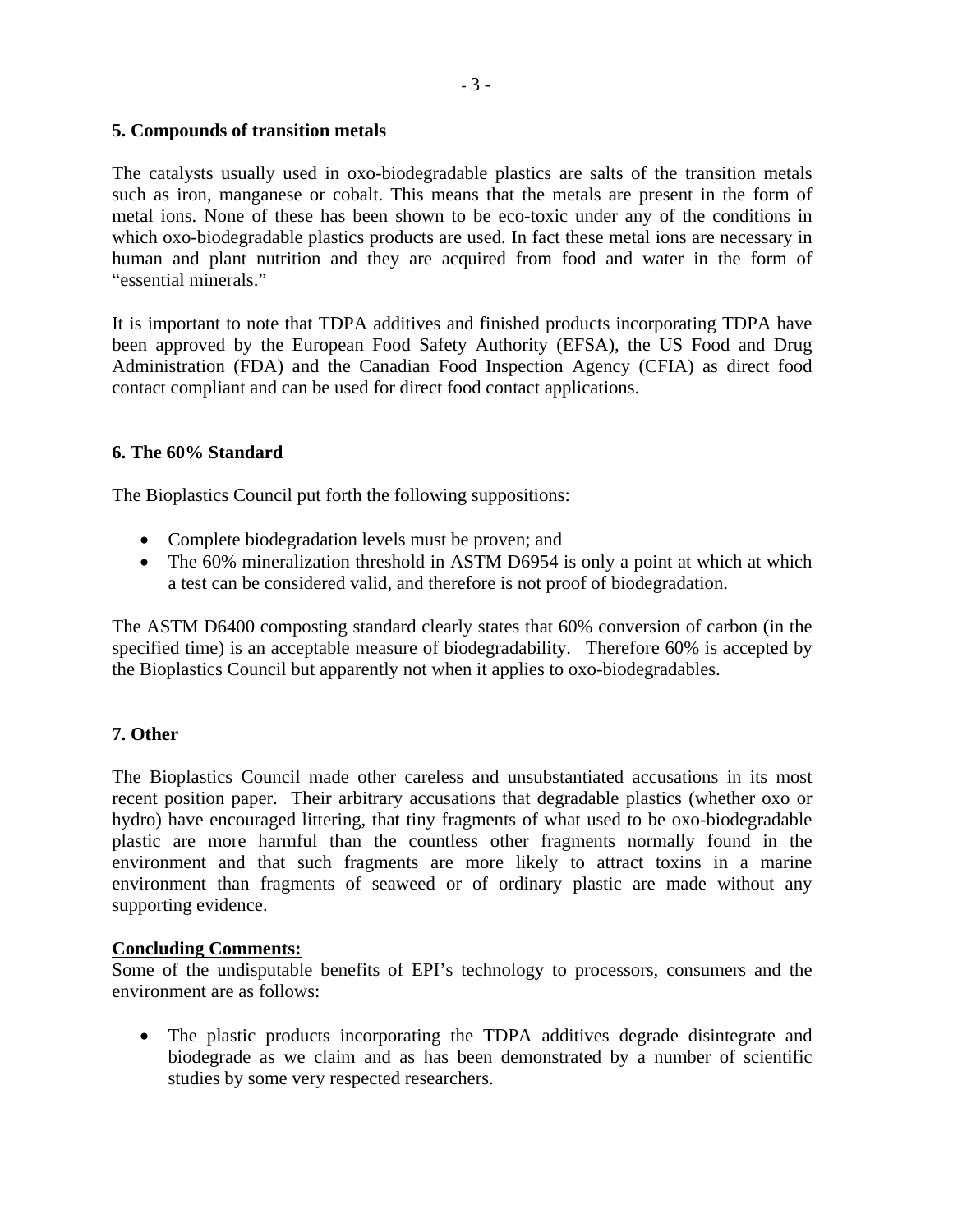**5. Compounds of transition metals**

The catalysts usually used in oxo-biodegradable plastics are salts of the transition metals such as iron, manganese or cobalt. This means that the metals are present in the form of metal ions. None of these has been shown to be eco-toxic under any of the conditions in which oxo-biodegradable plastics products are used. In fact these metal ions are necessary in human and plant nutrition and they are acquired from food and water in the form of "essential minerals."

It is important to note that TDPA additives and finished products incorporating TDPA have been approved by the European Food Safety Authority (EFSA), the US Food and Drug Administration (FDA) and the Canadian Food Inspection Agency (CFIA) as direct food contact compliant and can be used for direct food contact applications.

**6. The 60% Standard**

The Bioplastics Council put forth the following suppositions:

- Complete biodegradation levels must be proven; and
- The 60% mineralization threshold in ASTM D6954 is only a point at which at which a test can be considered valid, and therefore is not proof of biodegradation.

The ASTM D6400 composting standard clearly states that 60% conversion of carbon (in the specified time) is an acceptable measure of biodegradability. Therefore 60% is accepted by the Bioplastics Council but apparently not when it applies to oxo-biodegradables.

**7. Other**

The Bioplastics Council made other careless and unsubstantiated accusations in its most recent position paper. Their arbitrary accusations that degradable plastics (whether oxo or hydro) have encouraged littering, that tiny fragments of what used to be oxo-biodegradable plastic are more harmful than the countless other fragments normally found in the environment and that such fragments are more likely to attract toxins in a marine environment than fragments of seaweed or of ordinary plastic are made without any supporting evidence.

**Concluding Comments:**

Some of the undisputable benefits of EPI's technology to processors, consumers and the environment are as follows:

- The plastic products incorporating the TDPA additives degrade disintegrate and biodegrade as we claim and as has been demonstrated by a number of scientific studies by some very respected researchers.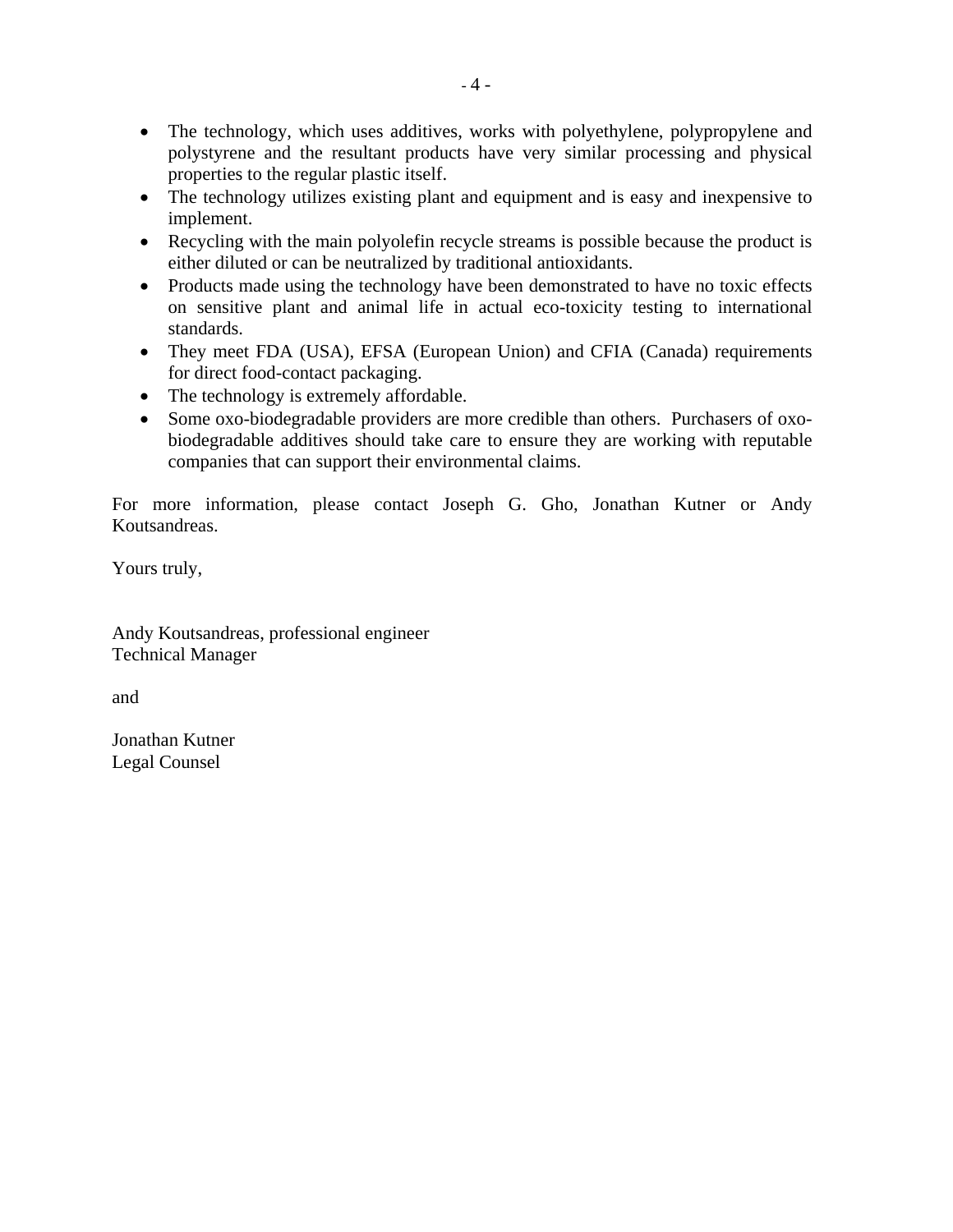- The technology, which uses additives, works with polyethylene, polypropylene and polystyrene and the resultant products have very similar processing and physical properties to the regular plastic itself.
- The technology utilizes existing plant and equipment and is easy and inexpensive to implement.
- Recycling with the main polyolefin recycle streams is possible because the product is either diluted or can be neutralized by traditional antioxidants.
- Products made using the technology have been demonstrated to have no toxic effects on sensitive plant and animal life in actual eco-toxicity testing to international standards.
- They meet FDA (USA), EFSA (European Union) and CFIA (Canada) requirements for direct food-contact packaging.
- The technology is extremely affordable.
- Some oxo-biodegradable providers are more credible than others. Purchasers of oxo-biodegradable additives should take care to ensure they are working with reputable companies that can support their environmental claims.

For more information, please contact Joseph G. Gho, Jonathan Kutner or Andy Koutsandreas.

Yours truly,

Andy Koutsandreas, professional engineer
Technical Manager

and

Jonathan Kutner
Legal Counsel